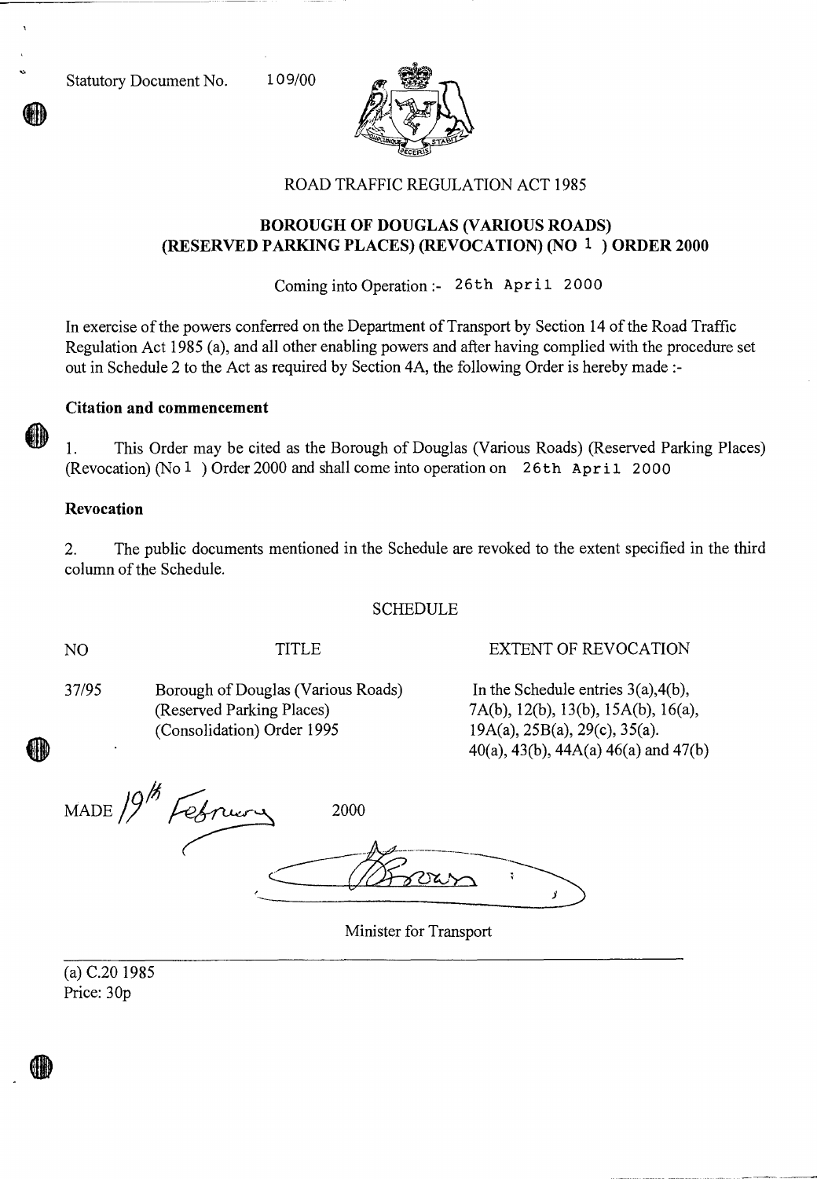Statutory Document No. 109/00

ROAD TRAFFIC REGULATION ACT 1985

## BOROUGH OF DOUGLAS (VARIOUS ROADS) (RESERVED PARKING PLACES) (REVOCATION) (NO 1 ) ORDER 2000

Coming into Operation :- 26th April 2000

In exercise of the powers conferred on the Department of Transport by Section 14 of the Road Traffic Regulation Act 1985 (a), and all other enabling powers and after having complied with the procedure set out in Schedule 2 to the Act as required by Section 4A, the following Order is hereby made :-

### Citation and commencement

1. This Order may be cited as the Borough of Douglas (Various Roads) (Reserved Parking Places) (Revocation) (No 1 ) Order 2000 and shall come into operation on 26th April 2000

### Revocation

2. The public documents mentioned in the Schedule are revoked to the extent specified in the third column of the Schedule.

SCHEDULE

| NO | TITLE | EXTENT OF REVOCATION |
|---|---|---|
| 37/95 | Borough of Douglas (Various Roads) (Reserved Parking Places) (Consolidation) Order 1995 | In the Schedule entries 3(a),4(b), 7A(b), 12(b), 13(b), 15A(b), 16(a), 19A(a), 25B(a), 29(c), 35(a). 40(a), 43(b), 44A(a) 46(a) and 47(b) |

MADE 19th February 2000

Minister for Transport

(a) C.20 1985
Price: 30p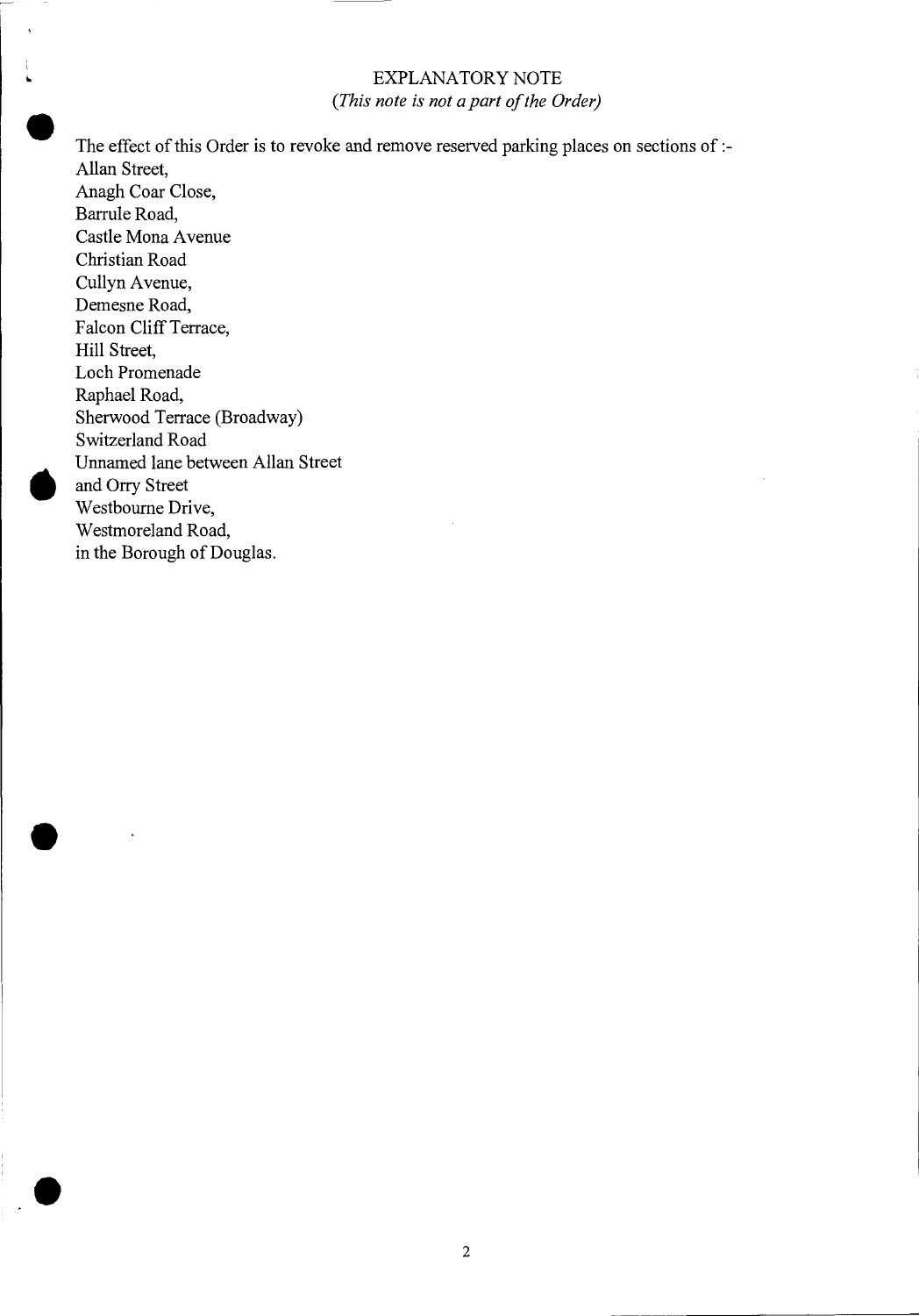# EXPLANATORY NOTE

*(This note is not a part of the Order)*

The effect of this Order is to revoke and remove reserved parking places on sections of :-
Allan Street,
Anagh Coar Close,
Barrule Road,
Castle Mona Avenue
Christian Road
Cullyn Avenue,
Demesne Road,
Falcon Cliff Terrace,
Hill Street,
Loch Promenade
Raphael Road,
Sherwood Terrace (Broadway)
Switzerland Road
Unnamed lane between Allan Street
and Orry Street
Westbourne Drive,
Westmoreland Road,
in the Borough of Douglas.